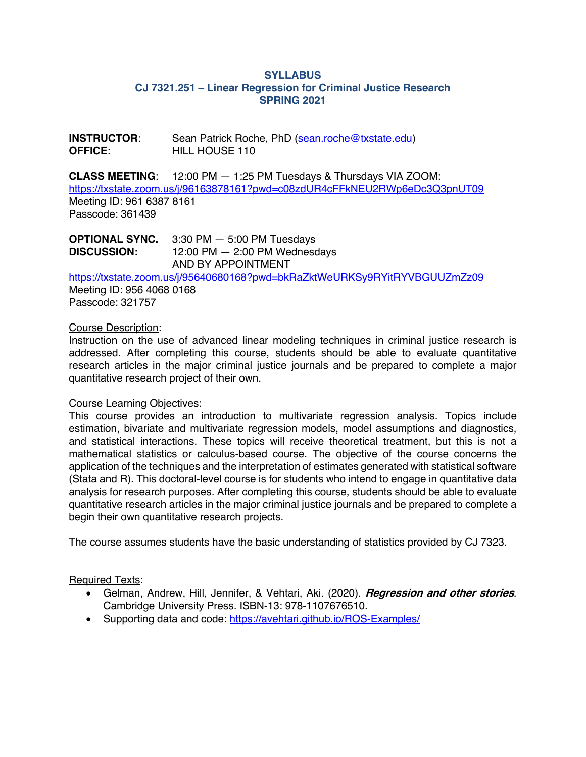# SYLLABUS
## CJ 7321.251 – Linear Regression for Criminal Justice Research
## SPRING 2021

**INSTRUCTOR**: Sean Patrick Roche, PhD (sean.roche@txstate.edu)
**OFFICE**: HILL HOUSE 110

**CLASS MEETING**: 12:00 PM — 1:25 PM Tuesdays & Thursdays VIA ZOOM:
https://txstate.zoom.us/j/96163878161?pwd=c08zdUR4cFFkNEU2RWp6eDc3Q3pnUT09
Meeting ID: 961 6387 8161
Passcode: 361439

**OPTIONAL SYNC. DISCUSSION:** 3:30 PM — 5:00 PM Tuesdays
12:00 PM — 2:00 PM Wednesdays
AND BY APPOINTMENT
https://txstate.zoom.us/j/95640680168?pwd=bkRaZktWeURKSy9RYitRYVBGUUZmZz09
Meeting ID: 956 4068 0168
Passcode: 321757

Course Description:
Instruction on the use of advanced linear modeling techniques in criminal justice research is addressed. After completing this course, students should be able to evaluate quantitative research articles in the major criminal justice journals and be prepared to complete a major quantitative research project of their own.

Course Learning Objectives:
This course provides an introduction to multivariate regression analysis. Topics include estimation, bivariate and multivariate regression models, model assumptions and diagnostics, and statistical interactions. These topics will receive theoretical treatment, but this is not a mathematical statistics or calculus-based course. The objective of the course concerns the application of the techniques and the interpretation of estimates generated with statistical software (Stata and R). This doctoral-level course is for students who intend to engage in quantitative data analysis for research purposes. After completing this course, students should be able to evaluate quantitative research articles in the major criminal justice journals and be prepared to complete a begin their own quantitative research projects.

The course assumes students have the basic understanding of statistics provided by CJ 7323.

Required Texts:
- Gelman, Andrew, Hill, Jennifer, & Vehtari, Aki. (2020). ***Regression and other stories***. Cambridge University Press. ISBN-13: 978-1107676510.
- Supporting data and code: https://avehtari.github.io/ROS-Examples/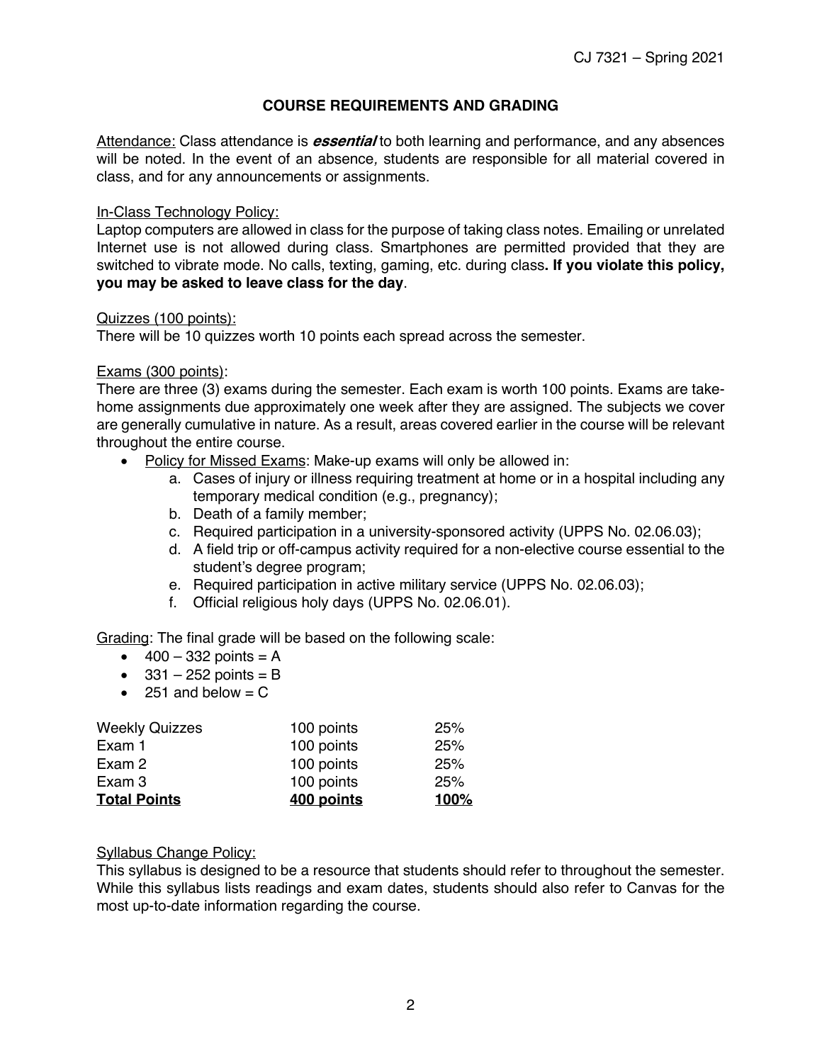## COURSE REQUIREMENTS AND GRADING

Attendance: Class attendance is ***essential*** to both learning and performance, and any absences will be noted. In the event of an absence, students are responsible for all material covered in class, and for any announcements or assignments.

In-Class Technology Policy:
Laptop computers are allowed in class for the purpose of taking class notes. Emailing or unrelated Internet use is not allowed during class. Smartphones are permitted provided that they are switched to vibrate mode. No calls, texting, gaming, etc. during class**. If you violate this policy, you may be asked to leave class for the day**.

Quizzes (100 points):
There will be 10 quizzes worth 10 points each spread across the semester.

Exams (300 points):
There are three (3) exams during the semester. Each exam is worth 100 points. Exams are take-home assignments due approximately one week after they are assigned. The subjects we cover are generally cumulative in nature. As a result, areas covered earlier in the course will be relevant throughout the entire course.

- Policy for Missed Exams: Make-up exams will only be allowed in:
    a. Cases of injury or illness requiring treatment at home or in a hospital including any temporary medical condition (e.g., pregnancy);
    b. Death of a family member;
    c. Required participation in a university-sponsored activity (UPPS No. 02.06.03);
    d. A field trip or off-campus activity required for a non-elective course essential to the student's degree program;
    e. Required participation in active military service (UPPS No. 02.06.03);
    f. Official religious holy days (UPPS No. 02.06.01).

Grading: The final grade will be based on the following scale:

- 400 – 332 points = A
- 331 – 252 points = B
- 251 and below = C

| | | |
|---|---|---|
| Weekly Quizzes | 100 points | 25% |
| Exam 1 | 100 points | 25% |
| Exam 2 | 100 points | 25% |
| Exam 3 | 100 points | 25% |
| **Total Points** | **400 points** | **100%** |

Syllabus Change Policy:
This syllabus is designed to be a resource that students should refer to throughout the semester. While this syllabus lists readings and exam dates, students should also refer to Canvas for the most up-to-date information regarding the course.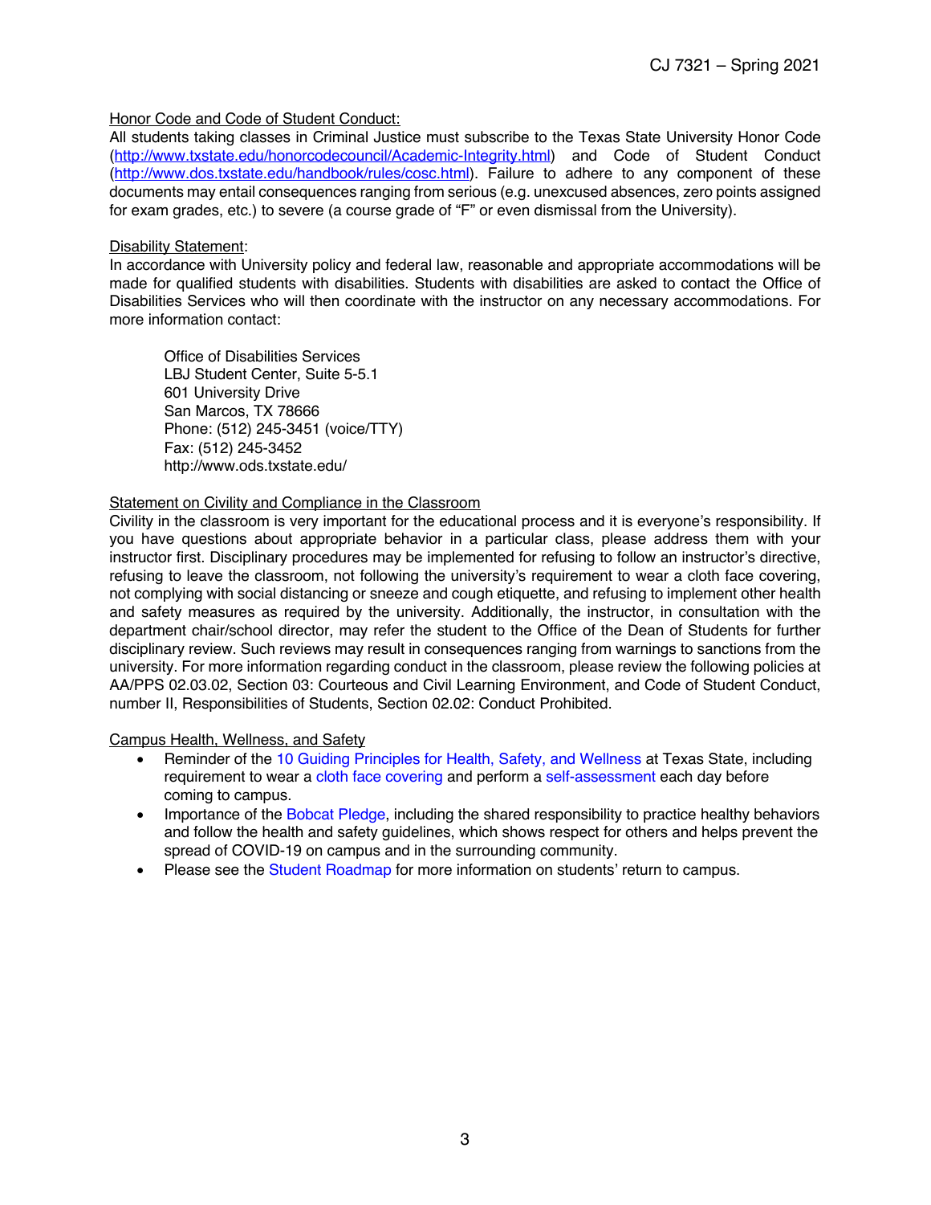## Honor Code and Code of Student Conduct:

All students taking classes in Criminal Justice must subscribe to the Texas State University Honor Code (http://www.txstate.edu/honorcodecouncil/Academic-Integrity.html) and Code of Student Conduct (http://www.dos.txstate.edu/handbook/rules/cosc.html). Failure to adhere to any component of these documents may entail consequences ranging from serious (e.g. unexcused absences, zero points assigned for exam grades, etc.) to severe (a course grade of "F" or even dismissal from the University).

## Disability Statement:

In accordance with University policy and federal law, reasonable and appropriate accommodations will be made for qualified students with disabilities. Students with disabilities are asked to contact the Office of Disabilities Services who will then coordinate with the instructor on any necessary accommodations. For more information contact:

Office of Disabilities Services  
LBJ Student Center, Suite 5-5.1  
601 University Drive  
San Marcos, TX 78666  
Phone: (512) 245-3451 (voice/TTY)  
Fax: (512) 245-3452  
http://www.ods.txstate.edu/

## Statement on Civility and Compliance in the Classroom

Civility in the classroom is very important for the educational process and it is everyone's responsibility. If you have questions about appropriate behavior in a particular class, please address them with your instructor first. Disciplinary procedures may be implemented for refusing to follow an instructor's directive, refusing to leave the classroom, not following the university's requirement to wear a cloth face covering, not complying with social distancing or sneeze and cough etiquette, and refusing to implement other health and safety measures as required by the university. Additionally, the instructor, in consultation with the department chair/school director, may refer the student to the Office of the Dean of Students for further disciplinary review. Such reviews may result in consequences ranging from warnings to sanctions from the university. For more information regarding conduct in the classroom, please review the following policies at AA/PPS 02.03.02, Section 03: Courteous and Civil Learning Environment, and Code of Student Conduct, number II, Responsibilities of Students, Section 02.02: Conduct Prohibited.

## Campus Health, Wellness, and Safety

- Reminder of the 10 Guiding Principles for Health, Safety, and Wellness at Texas State, including requirement to wear a cloth face covering and perform a self-assessment each day before coming to campus.
- Importance of the Bobcat Pledge, including the shared responsibility to practice healthy behaviors and follow the health and safety guidelines, which shows respect for others and helps prevent the spread of COVID-19 on campus and in the surrounding community.
- Please see the Student Roadmap for more information on students' return to campus.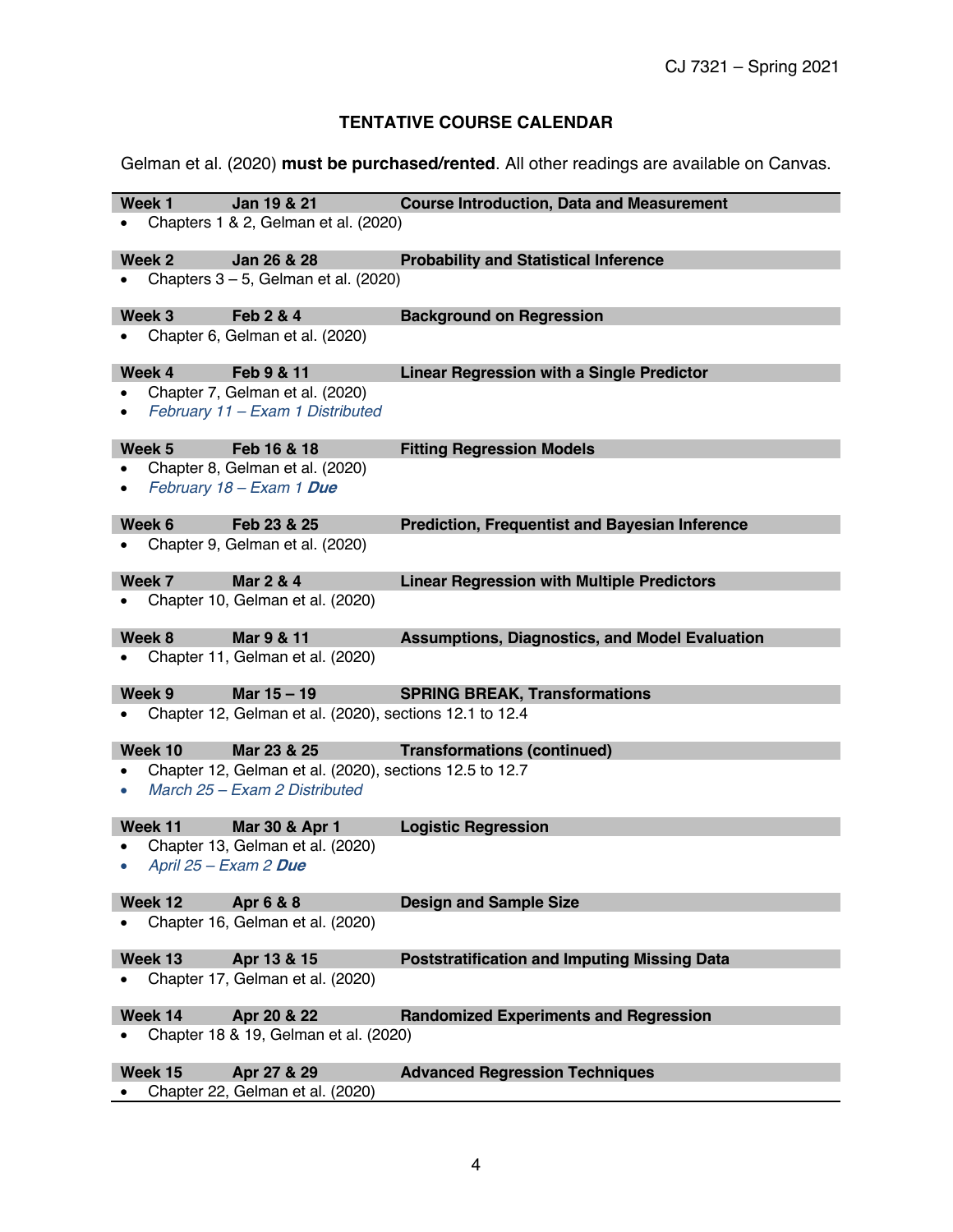## TENTATIVE COURSE CALENDAR

Gelman et al. (2020) **must be purchased/rented**. All other readings are available on Canvas.

**Week 1 | Jan 19 & 21 | Course Introduction, Data and Measurement**
- Chapters 1 & 2, Gelman et al. (2020)

**Week 2 | Jan 26 & 28 | Probability and Statistical Inference**
- Chapters 3 – 5, Gelman et al. (2020)

**Week 3 | Feb 2 & 4 | Background on Regression**
- Chapter 6, Gelman et al. (2020)

**Week 4 | Feb 9 & 11 | Linear Regression with a Single Predictor**
- Chapter 7, Gelman et al. (2020)
- *February 11 – Exam 1 Distributed*

**Week 5 | Feb 16 & 18 | Fitting Regression Models**
- Chapter 8, Gelman et al. (2020)
- *February 18 – Exam 1* ***Due***

**Week 6 | Feb 23 & 25 | Prediction, Frequentist and Bayesian Inference**
- Chapter 9, Gelman et al. (2020)

**Week 7 | Mar 2 & 4 | Linear Regression with Multiple Predictors**
- Chapter 10, Gelman et al. (2020)

**Week 8 | Mar 9 & 11 | Assumptions, Diagnostics, and Model Evaluation**
- Chapter 11, Gelman et al. (2020)

**Week 9 | Mar 15 – 19 | SPRING BREAK, Transformations**
- Chapter 12, Gelman et al. (2020), sections 12.1 to 12.4

**Week 10 | Mar 23 & 25 | Transformations (continued)**
- Chapter 12, Gelman et al. (2020), sections 12.5 to 12.7
- *March 25 – Exam 2 Distributed*

**Week 11 | Mar 30 & Apr 1 | Logistic Regression**
- Chapter 13, Gelman et al. (2020)
- *April 25 – Exam 2* ***Due***

**Week 12 | Apr 6 & 8 | Design and Sample Size**
- Chapter 16, Gelman et al. (2020)

**Week 13 | Apr 13 & 15 | Poststratification and Imputing Missing Data**
- Chapter 17, Gelman et al. (2020)

**Week 14 | Apr 20 & 22 | Randomized Experiments and Regression**
- Chapter 18 & 19, Gelman et al. (2020)

**Week 15 | Apr 27 & 29 | Advanced Regression Techniques**
- Chapter 22, Gelman et al. (2020)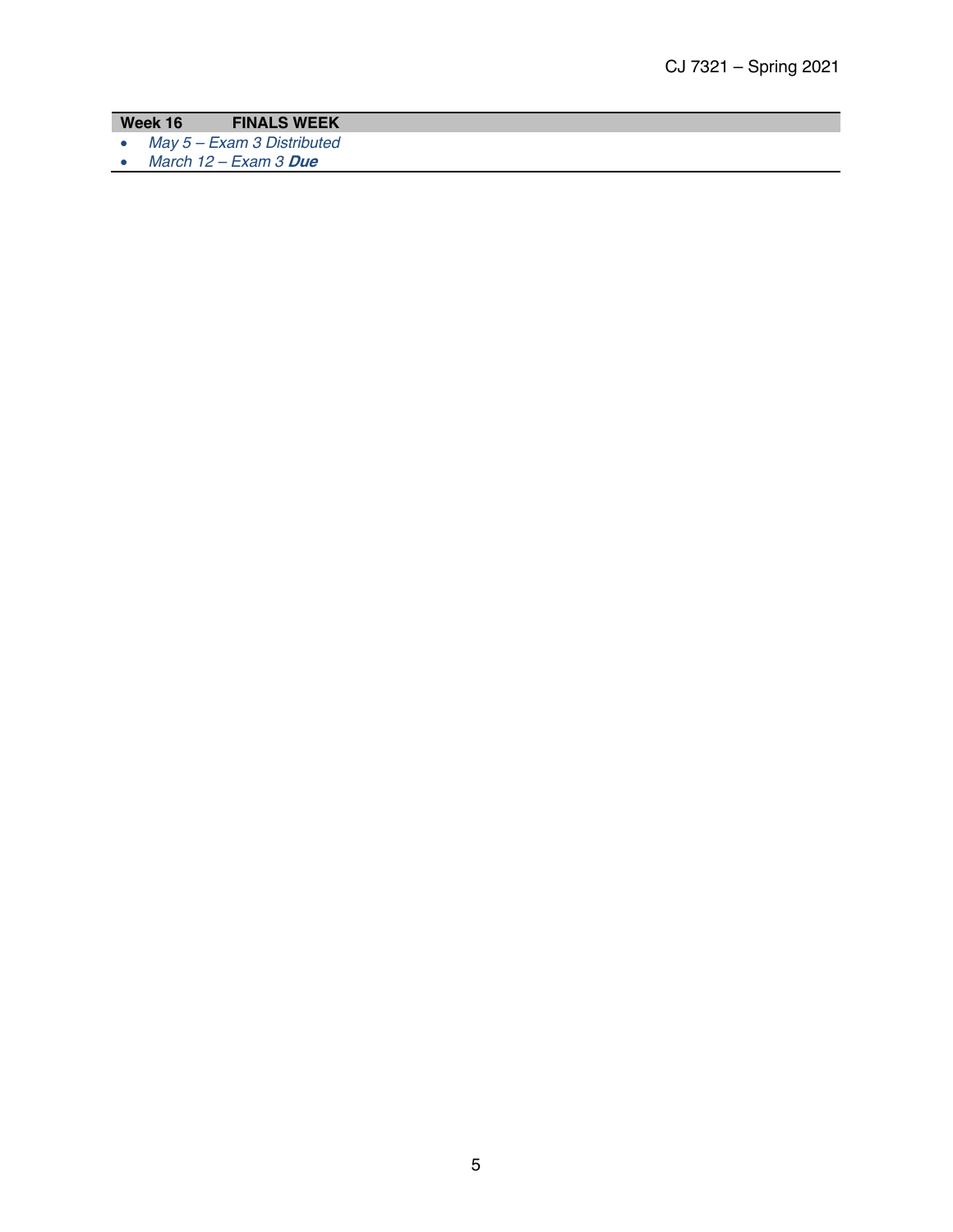**Week 16 FINALS WEEK**

- *May 5 – Exam 3 Distributed*
- *March 12 – Exam 3 **Due***